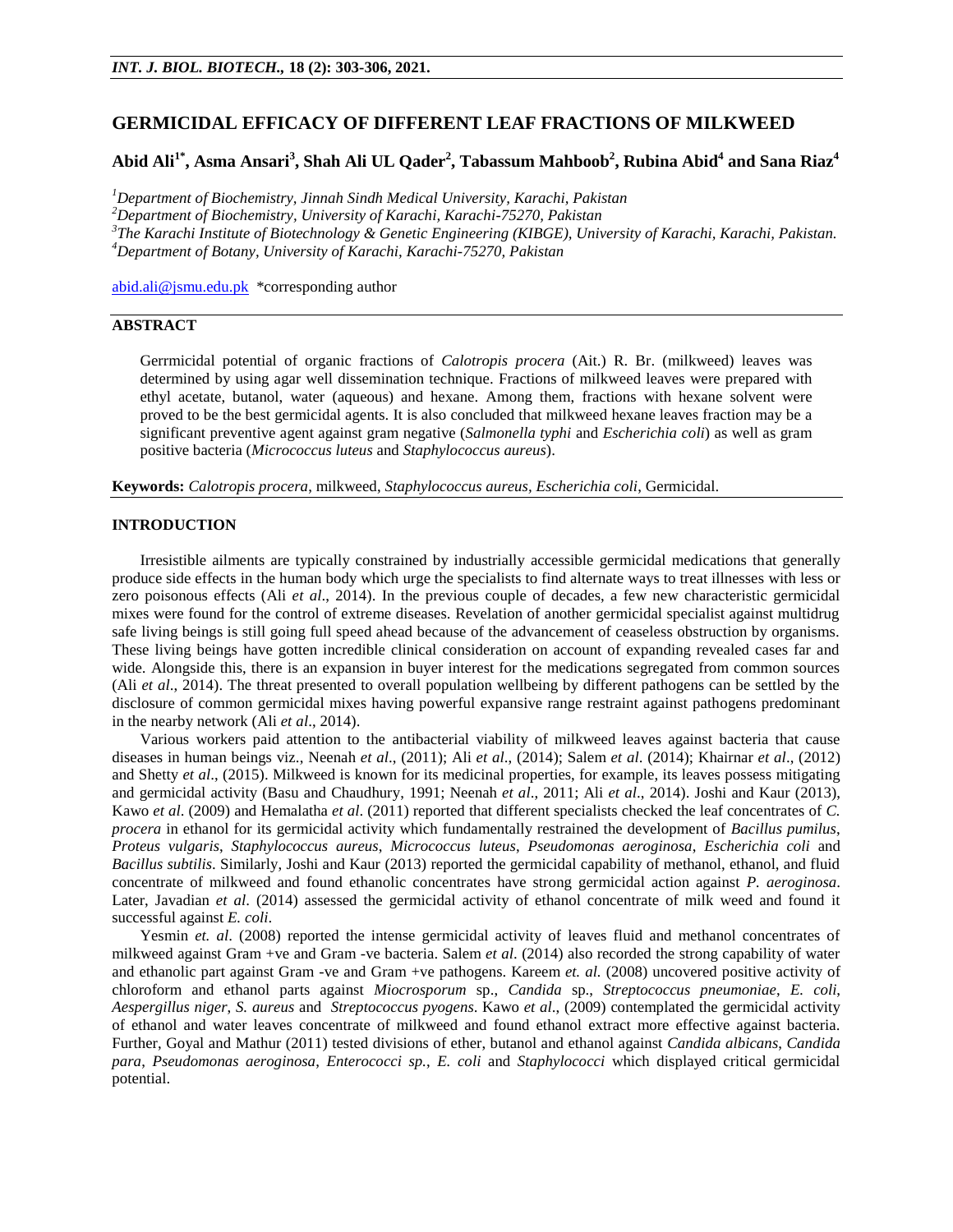# GERMICIDAL EFFICACY OF DIFFERENT LEAF FRACTIONS OF MILKWEED

**Abid Ali[1*], Asma Ansari[3], Shah Ali UL Qader[2], Tabassum Mahboob[2], Rubina Abid[4] and Sana Riaz[4]**

[1]*Department of Biochemistry, Jinnah Sindh Medical University, Karachi, Pakistan*
[2]*Department of Biochemistry, University of Karachi, Karachi-75270, Pakistan*
[3]*The Karachi Institute of Biotechnology & Genetic Engineering (KIBGE), University of Karachi, Karachi, Pakistan.*
[4]*Department of Botany, University of Karachi, Karachi-75270, Pakistan*

abid.ali@jsmu.edu.pk *corresponding author

## ABSTRACT

Gerrmicidal potential of organic fractions of *Calotropis procera* (Ait.) R. Br. (milkweed) leaves was determined by using agar well dissemination technique. Fractions of milkweed leaves were prepared with ethyl acetate, butanol, water (aqueous) and hexane. Among them, fractions with hexane solvent were proved to be the best germicidal agents. It is also concluded that milkweed hexane leaves fraction may be a significant preventive agent against gram negative (*Salmonella typhi* and *Escherichia coli*) as well as gram positive bacteria (*Micrococcus luteus* and *Staphylococcus aureus*).

**Keywords:** *Calotropis procera*, milkweed, *Staphylococcus aureus, Escherichia coli*, Germicidal.

## INTRODUCTION

Irresistible ailments are typically constrained by industrially accessible germicidal medications that generally produce side effects in the human body which urge the specialists to find alternate ways to treat illnesses with less or zero poisonous effects (Ali *et al*., 2014). In the previous couple of decades, a few new characteristic germicidal mixes were found for the control of extreme diseases. Revelation of another germicidal specialist against multidrug safe living beings is still going full speed ahead because of the advancement of ceaseless obstruction by organisms. These living beings have gotten incredible clinical consideration on account of expanding revealed cases far and wide. Alongside this, there is an expansion in buyer interest for the medications segregated from common sources (Ali *et al*., 2014). The threat presented to overall population wellbeing by different pathogens can be settled by the disclosure of common germicidal mixes having powerful expansive range restraint against pathogens predominant in the nearby network (Ali *et al*., 2014).

Various workers paid attention to the antibacterial viability of milkweed leaves against bacteria that cause diseases in human beings viz., Neenah *et al*., (2011); Ali *et al*., (2014); Salem *et al*. (2014); Khairnar *et al*., (2012) and Shetty *et al*., (2015). Milkweed is known for its medicinal properties, for example, its leaves possess mitigating and germicidal activity (Basu and Chaudhury, 1991; Neenah *et al*., 2011; Ali *et al*., 2014). Joshi and Kaur (2013), Kawo *et al*. (2009) and Hemalatha *et al*. (2011) reported that different specialists checked the leaf concentrates of *C. procera* in ethanol for its germicidal activity which fundamentally restrained the development of *Bacillus pumilus*, *Proteus vulgaris*, *Staphylococcus aureus*, *Micrococcus luteus*, *Pseudomonas aeroginosa*, *Escherichia coli* and *Bacillus subtilis*. Similarly, Joshi and Kaur (2013) reported the germicidal capability of methanol, ethanol, and fluid concentrate of milkweed and found ethanolic concentrates have strong germicidal action against *P. aeroginosa*. Later, Javadian *et al*. (2014) assessed the germicidal activity of ethanol concentrate of milk weed and found it successful against *E. coli*.

Yesmin *et. al*. (2008) reported the intense germicidal activity of leaves fluid and methanol concentrates of milkweed against Gram +ve and Gram -ve bacteria. Salem *et al*. (2014) also recorded the strong capability of water and ethanolic part against Gram -ve and Gram +ve pathogens. Kareem *et. al.* (2008) uncovered positive activity of chloroform and ethanol parts against *Miocrosporum* sp., *Candida* sp., *Streptococcus pneumoniae*, *E. coli*, *Aespergillus niger*, *S. aureus* and *Streptococcus pyogens*. Kawo *et al*., (2009) contemplated the germicidal activity of ethanol and water leaves concentrate of milkweed and found ethanol extract more effective against bacteria. Further, Goyal and Mathur (2011) tested divisions of ether, butanol and ethanol against *Candida albicans*, *Candida para*, *Pseudomonas aeroginosa*, *Enterococci sp.*, *E. coli* and *Staphylococci* which displayed critical germicidal potential.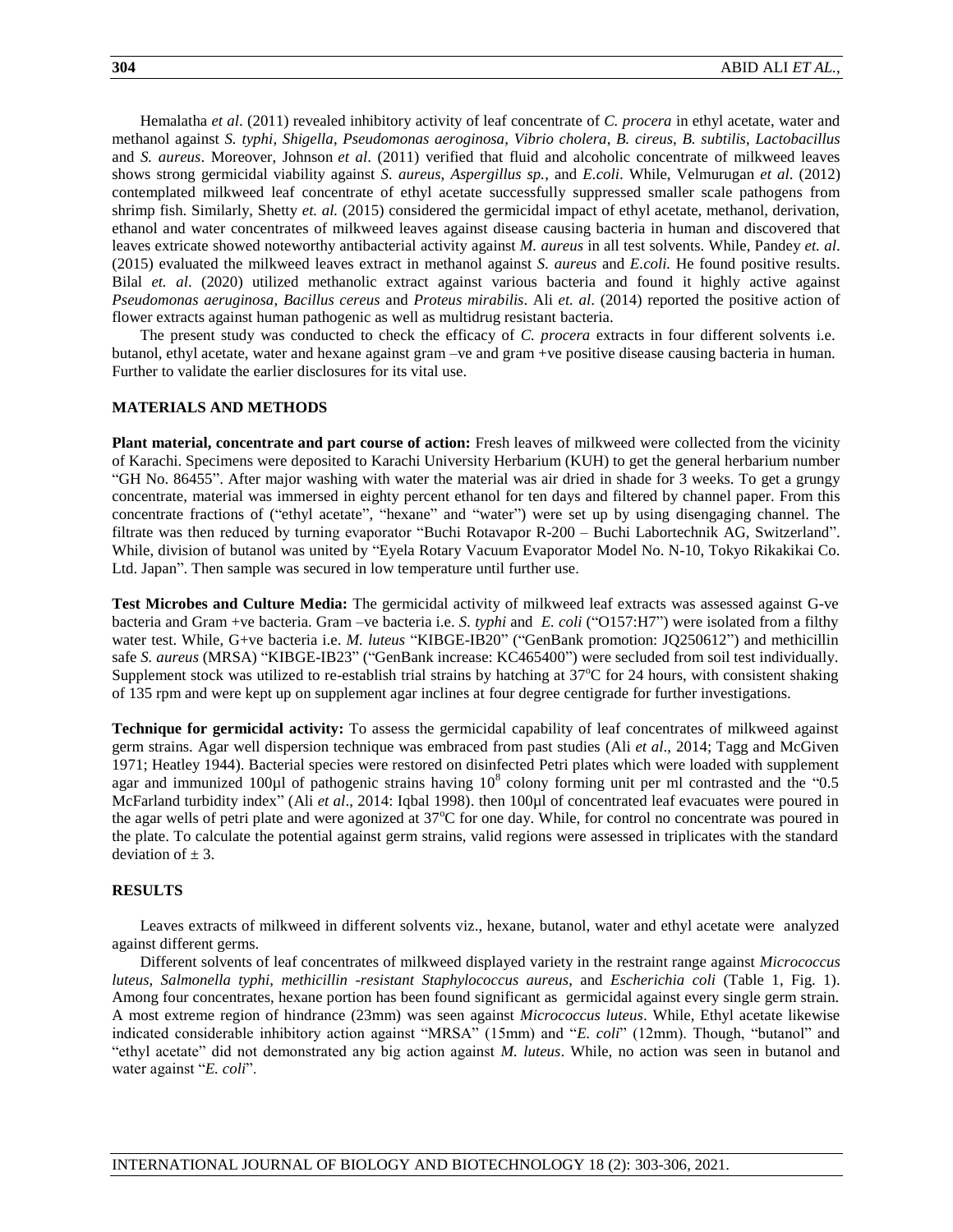Hemalatha *et al*. (2011) revealed inhibitory activity of leaf concentrate of *C. procera* in ethyl acetate, water and methanol against *S. typhi*, *Shigella*, *Pseudomonas aeroginosa*, *Vibrio cholera*, *B. cireus*, *B. subtilis*, *Lactobacillus* and *S. aureus*. Moreover, Johnson *et al*. (2011) verified that fluid and alcoholic concentrate of milkweed leaves shows strong germicidal viability against *S. aureus*, *Aspergillus sp.*, and *E.coli*. While, Velmurugan *et al*. (2012) contemplated milkweed leaf concentrate of ethyl acetate successfully suppressed smaller scale pathogens from shrimp fish. Similarly, Shetty *et. al.* (2015) considered the germicidal impact of ethyl acetate, methanol, derivation, ethanol and water concentrates of milkweed leaves against disease causing bacteria in human and discovered that leaves extricate showed noteworthy antibacterial activity against *M. aureus* in all test solvents. While, Pandey *et. al*. (2015) evaluated the milkweed leaves extract in methanol against *S. aureus* and *E.coli.* He found positive results. Bilal *et. al*. (2020) utilized methanolic extract against various bacteria and found it highly active against *Pseudomonas aeruginosa*, *Bacillus cereus* and *Proteus mirabilis*. Ali *et. al*. (2014) reported the positive action of flower extracts against human pathogenic as well as multidrug resistant bacteria.

The present study was conducted to check the efficacy of *C. procera* extracts in four different solvents i.e. butanol, ethyl acetate, water and hexane against gram –ve and gram +ve positive disease causing bacteria in human. Further to validate the earlier disclosures for its vital use.

## MATERIALS AND METHODS

**Plant material, concentrate and part course of action:** Fresh leaves of milkweed were collected from the vicinity of Karachi. Specimens were deposited to Karachi University Herbarium (KUH) to get the general herbarium number "GH No. 86455". After major washing with water the material was air dried in shade for 3 weeks. To get a grungy concentrate, material was immersed in eighty percent ethanol for ten days and filtered by channel paper. From this concentrate fractions of ("ethyl acetate", "hexane" and "water") were set up by using disengaging channel. The filtrate was then reduced by turning evaporator "Buchi Rotavapor R-200 – Buchi Labortechnik AG, Switzerland". While, division of butanol was united by "Eyela Rotary Vacuum Evaporator Model No. N-10, Tokyo Rikakikai Co. Ltd. Japan". Then sample was secured in low temperature until further use.

**Test Microbes and Culture Media:** The germicidal activity of milkweed leaf extracts was assessed against G-ve bacteria and Gram +ve bacteria. Gram –ve bacteria i.e. *S. typhi* and *E. coli* ("O157:H7") were isolated from a filthy water test. While, G+ve bacteria i.e. *M. luteus* "KIBGE-IB20" ("GenBank promotion: JQ250612") and methicillin safe *S. aureus* (MRSA) "KIBGE-IB23" ("GenBank increase: KC465400") were secluded from soil test individually. Supplement stock was utilized to re-establish trial strains by hatching at 37°C for 24 hours, with consistent shaking of 135 rpm and were kept up on supplement agar inclines at four degree centigrade for further investigations.

**Technique for germicidal activity:** To assess the germicidal capability of leaf concentrates of milkweed against germ strains. Agar well dispersion technique was embraced from past studies (Ali *et al*., 2014; Tagg and McGiven 1971; Heatley 1944). Bacterial species were restored on disinfected Petri plates which were loaded with supplement agar and immunized 100µl of pathogenic strains having $10^8$ colony forming unit per ml contrasted and the "0.5 McFarland turbidity index" (Ali *et al*., 2014: Iqbal 1998). then 100µl of concentrated leaf evacuates were poured in the agar wells of petri plate and were agonized at 37°C for one day. While, for control no concentrate was poured in the plate. To calculate the potential against germ strains, valid regions were assessed in triplicates with the standard deviation of ± 3.

## RESULTS

Leaves extracts of milkweed in different solvents viz., hexane, butanol, water and ethyl acetate were analyzed against different germs.

Different solvents of leaf concentrates of milkweed displayed variety in the restraint range against *Micrococcus luteus*, *Salmonella typhi*, *methicillin -resistant Staphylococcus aureus*, and *Escherichia coli* (Table 1, Fig. 1). Among four concentrates, hexane portion has been found significant as germicidal against every single germ strain. A most extreme region of hindrance (23mm) was seen against *Micrococcus luteus*. While, Ethyl acetate likewise indicated considerable inhibitory action against "MRSA" (15mm) and "*E. coli*" (12mm). Though, "butanol" and "ethyl acetate" did not demonstrated any big action against *M. luteus*. While, no action was seen in butanol and water against "*E. coli*".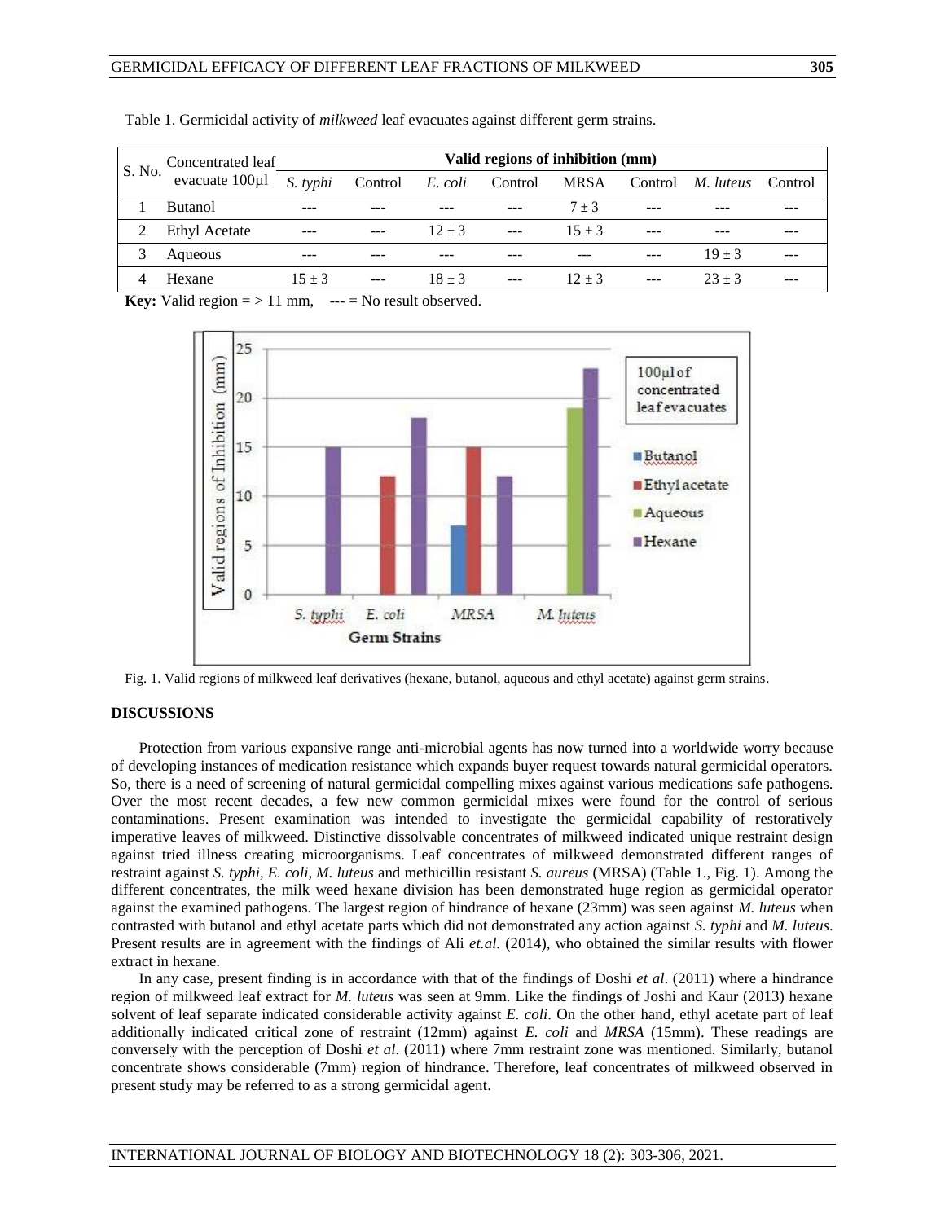Table 1. Germicidal activity of *milkweed* leaf evacuates against different germ strains.

| S. No. | Concentrated leaf evacuate 100µl | Valid regions of inhibition (mm) | | | | | | | |
|---|---|---|---|---|---|---|---|---|---|
| | | *S. typhi* | Control | *E. coli* | Control | MRSA | Control | *M. luteus* | Control |
| 1 | Butanol | --- | --- | --- | --- | 7 ± 3 | --- | --- | --- |
| 2 | Ethyl Acetate | --- | --- | 12 ± 3 | --- | 15 ± 3 | --- | --- | --- |
| 3 | Aqueous | --- | --- | --- | --- | --- | --- | 19 ± 3 | --- |
| 4 | Hexane | 15 ± 3 | --- | 18 ± 3 | --- | 12 ± 3 | --- | 23 ± 3 | --- |

**Key:** Valid region = > 11 mm, --- = No result observed.

Fig. 1. Valid regions of milkweed leaf derivatives (hexane, butanol, aqueous and ethyl acetate) against germ strains.

## DISCUSSIONS

Protection from various expansive range anti-microbial agents has now turned into a worldwide worry because of developing instances of medication resistance which expands buyer request towards natural germicidal operators. So, there is a need of screening of natural germicidal compelling mixes against various medications safe pathogens. Over the most recent decades, a few new common germicidal mixes were found for the control of serious contaminations. Present examination was intended to investigate the germicidal capability of restoratively imperative leaves of milkweed. Distinctive dissolvable concentrates of milkweed indicated unique restraint design against tried illness creating microorganisms. Leaf concentrates of milkweed demonstrated different ranges of restraint against *S. typhi, E. coli, M. luteus* and methicillin resistant *S. aureus* (MRSA) (Table 1., Fig. 1). Among the different concentrates, the milk weed hexane division has been demonstrated huge region as germicidal operator against the examined pathogens. The largest region of hindrance of hexane (23mm) was seen against *M. luteus* when contrasted with butanol and ethyl acetate parts which did not demonstrated any action against *S. typhi* and *M. luteus*. Present results are in agreement with the findings of Ali *et.al.* (2014), who obtained the similar results with flower extract in hexane.

In any case, present finding is in accordance with that of the findings of Doshi *et al*. (2011) where a hindrance region of milkweed leaf extract for *M. luteus* was seen at 9mm. Like the findings of Joshi and Kaur (2013) hexane solvent of leaf separate indicated considerable activity against *E. coli*. On the other hand, ethyl acetate part of leaf additionally indicated critical zone of restraint (12mm) against *E. coli* and *MRSA* (15mm). These readings are conversely with the perception of Doshi *et al*. (2011) where 7mm restraint zone was mentioned. Similarly, butanol concentrate shows considerable (7mm) region of hindrance. Therefore, leaf concentrates of milkweed observed in present study may be referred to as a strong germicidal agent.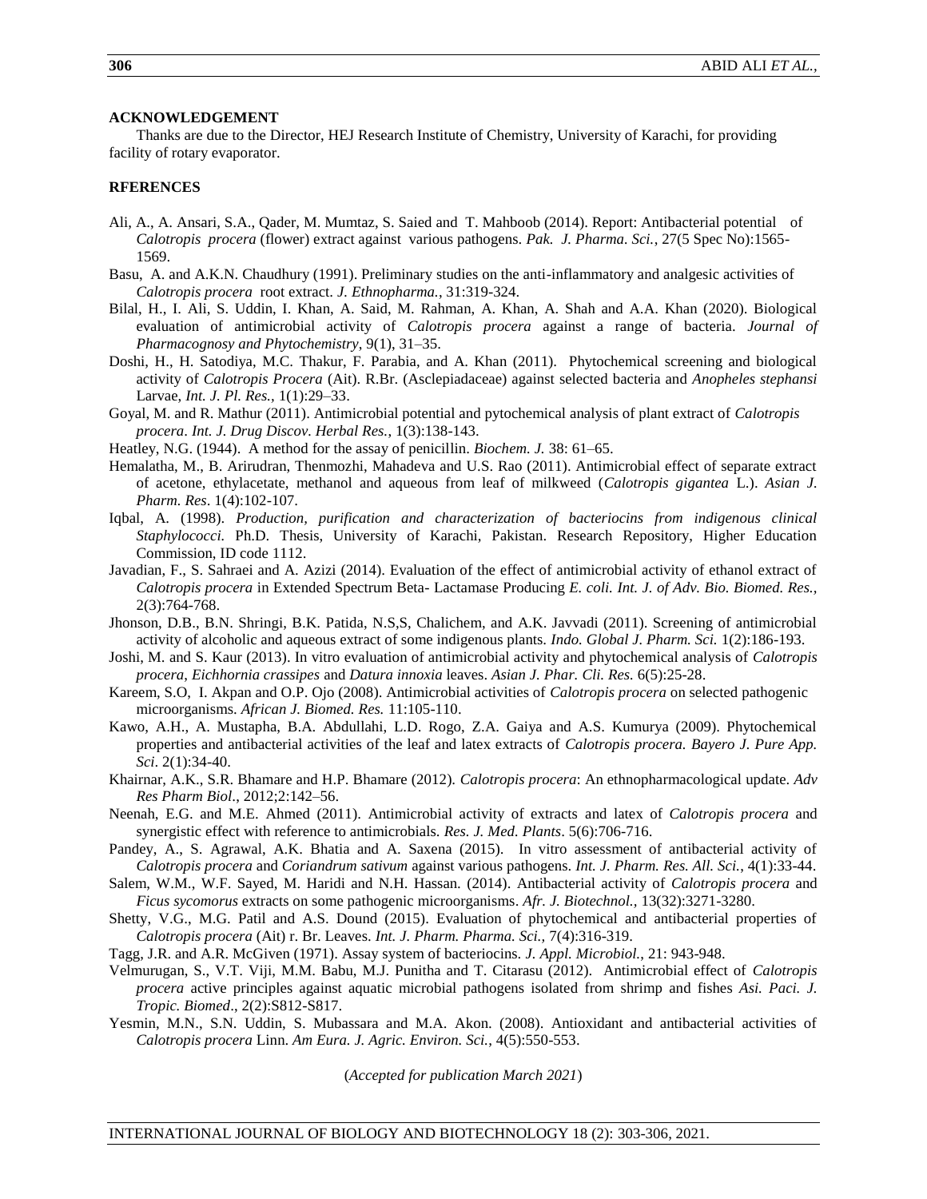**ACKNOWLEDGEMENT**

Thanks are due to the Director, HEJ Research Institute of Chemistry, University of Karachi, for providing facility of rotary evaporator.

**RFERENCES**

Ali, A., A. Ansari, S.A., Qader, M. Mumtaz, S. Saied and T. Mahboob (2014). Report: Antibacterial potential of *Calotropis procera* (flower) extract against various pathogens. *Pak. J. Pharma. Sci.*, 27(5 Spec No):1565-1569.

Basu, A. and A.K.N. Chaudhury (1991). Preliminary studies on the anti-inflammatory and analgesic activities of *Calotropis procera* root extract. *J. Ethnopharma.*, 31:319-324.

Bilal, H., I. Ali, S. Uddin, I. Khan, A. Said, M. Rahman, A. Khan, A. Shah and A.A. Khan (2020). Biological evaluation of antimicrobial activity of *Calotropis procera* against a range of bacteria. *Journal of Pharmacognosy and Phytochemistry*, 9(1), 31–35.

Doshi, H., H. Satodiya, M.C. Thakur, F. Parabia, and A. Khan (2011). Phytochemical screening and biological activity of *Calotropis Procera* (Ait). R.Br. (Asclepiadaceae) against selected bacteria and *Anopheles stephansi* Larvae, *Int. J. Pl. Res.*, 1(1):29–33.

Goyal, M. and R. Mathur (2011). Antimicrobial potential and pytochemical analysis of plant extract of *Calotropis procera*. *Int. J. Drug Discov. Herbal Res.*, 1(3):138-143.

Heatley, N.G. (1944). A method for the assay of penicillin. *Biochem. J.* 38: 61–65.

Hemalatha, M., B. Arirudran, Thenmozhi, Mahadeva and U.S. Rao (2011). Antimicrobial effect of separate extract of acetone, ethylacetate, methanol and aqueous from leaf of milkweed (*Calotropis gigantea* L.). *Asian J. Pharm. Res*. 1(4):102-107.

Iqbal, A. (1998). *Production, purification and characterization of bacteriocins from indigenous clinical Staphylococci.* Ph.D. Thesis, University of Karachi, Pakistan. Research Repository, Higher Education Commission, ID code 1112.

Javadian, F., S. Sahraei and A. Azizi (2014). Evaluation of the effect of antimicrobial activity of ethanol extract of *Calotropis procera* in Extended Spectrum Beta- Lactamase Producing *E. coli. Int. J. of Adv. Bio. Biomed. Res.,* 2(3):764-768.

Jhonson, D.B., B.N. Shringi, B.K. Patida, N.S,S, Chalichem, and A.K. Javvadi (2011). Screening of antimicrobial activity of alcoholic and aqueous extract of some indigenous plants. *Indo. Global J. Pharm. Sci.* 1(2):186-193.

Joshi, M. and S. Kaur (2013). In vitro evaluation of antimicrobial activity and phytochemical analysis of *Calotropis procera*, *Eichhornia crassipes* and *Datura innoxia* leaves. *Asian J. Phar. Cli. Res.* 6(5):25-28.

Kareem, S.O, I. Akpan and O.P. Ojo (2008). Antimicrobial activities of *Calotropis procera* on selected pathogenic microorganisms. *African J. Biomed. Res.* 11:105-110.

Kawo, A.H., A. Mustapha, B.A. Abdullahi, L.D. Rogo, Z.A. Gaiya and A.S. Kumurya (2009). Phytochemical properties and antibacterial activities of the leaf and latex extracts of *Calotropis procera. Bayero J. Pure App. Sci*. 2(1):34-40.

Khairnar, A.K., S.R. Bhamare and H.P. Bhamare (2012). *Calotropis procera*: An ethnopharmacological update. *Adv Res Pharm Biol*., 2012;2:142–56.

Neenah, E.G. and M.E. Ahmed (2011). Antimicrobial activity of extracts and latex of *Calotropis procera* and synergistic effect with reference to antimicrobials. *Res. J. Med. Plants*. 5(6):706-716.

Pandey, A., S. Agrawal, A.K. Bhatia and A. Saxena (2015). In vitro assessment of antibacterial activity of *Calotropis procera* and *Coriandrum sativum* against various pathogens. *Int. J. Pharm. Res. All. Sci.*, 4(1):33-44.

Salem, W.M., W.F. Sayed, M. Haridi and N.H. Hassan. (2014). Antibacterial activity of *Calotropis procera* and *Ficus sycomorus* extracts on some pathogenic microorganisms. *Afr. J. Biotechnol.,* 13(32):3271-3280.

Shetty, V.G., M.G. Patil and A.S. Dound (2015). Evaluation of phytochemical and antibacterial properties of *Calotropis procera* (Ait) r. Br. Leaves. *Int. J. Pharm. Pharma. Sci.,* 7(4):316-319.

Tagg, J.R. and A.R. McGiven (1971). Assay system of bacteriocins. *J. Appl. Microbiol.*, 21: 943-948.

Velmurugan, S., V.T. Viji, M.M. Babu, M.J. Punitha and T. Citarasu (2012). Antimicrobial effect of *Calotropis procera* active principles against aquatic microbial pathogens isolated from shrimp and fishes *Asi. Paci. J. Tropic. Biomed*., 2(2):S812-S817.

Yesmin, M.N., S.N. Uddin, S. Mubassara and M.A. Akon. (2008). Antioxidant and antibacterial activities of *Calotropis procera* Linn. *Am Eura. J. Agric. Environ. Sci.*, 4(5):550-553.

(*Accepted for publication March 2021*)